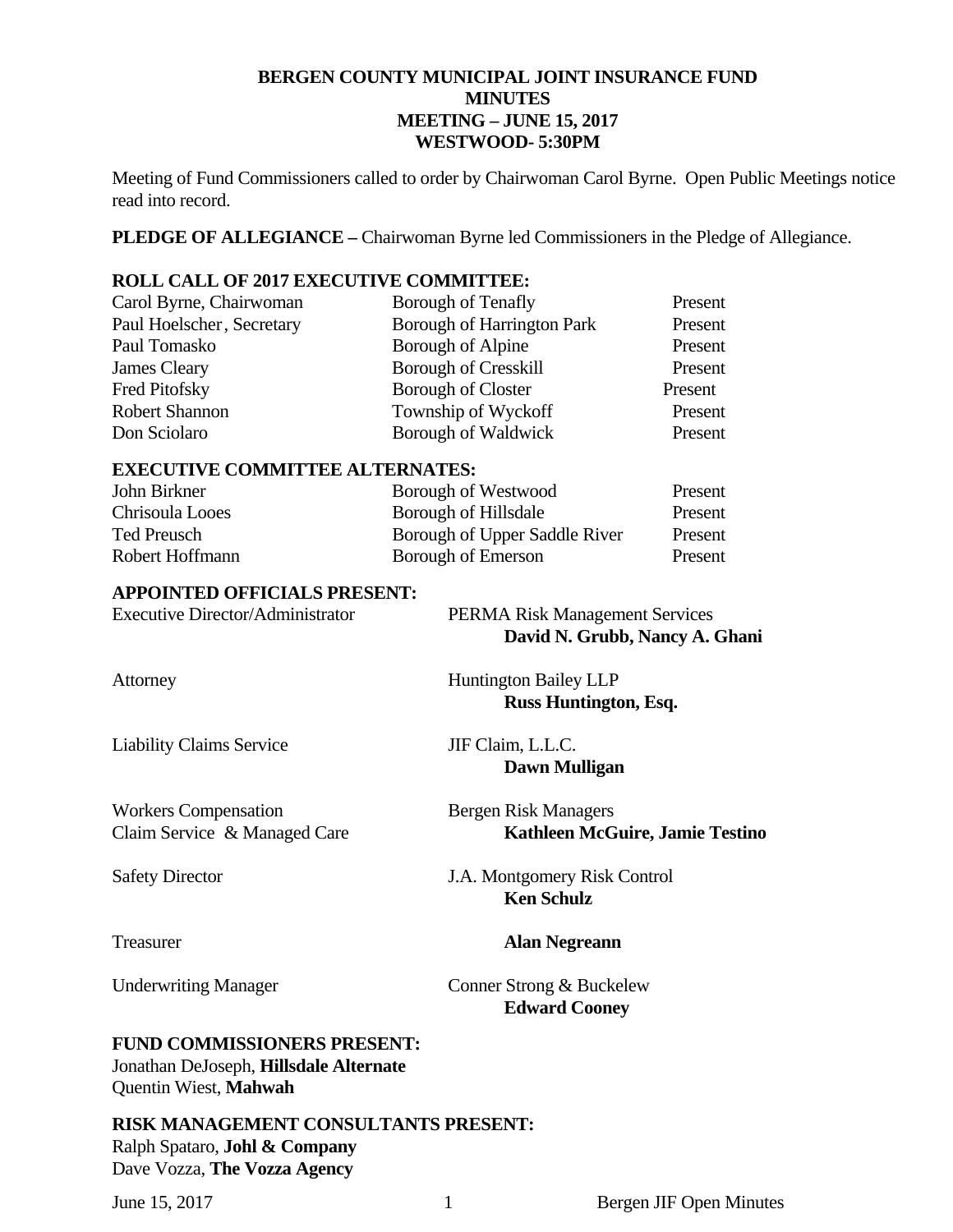# BERGEN COUNTY MUNICIPAL JOINT INSURANCE FUND
## MINUTES
## MEETING – JUNE 15, 2017
## WESTWOOD- 5:30PM

Meeting of Fund Commissioners called to order by Chairwoman Carol Byrne. Open Public Meetings notice read into record.

**PLEDGE OF ALLEGIANCE –** Chairwoman Byrne led Commissioners in the Pledge of Allegiance.

**ROLL CALL OF 2017 EXECUTIVE COMMITTEE:**

| | | |
|---|---|---|
| Carol Byrne, Chairwoman | Borough of Tenafly | Present |
| Paul Hoelscher, Secretary | Borough of Harrington Park | Present |
| Paul Tomasko | Borough of Alpine | Present |
| James Cleary | Borough of Cresskill | Present |
| Fred Pitofsky | Borough of Closter | Present |
| Robert Shannon | Township of Wyckoff | Present |
| Don Sciolaro | Borough of Waldwick | Present |

**EXECUTIVE COMMITTEE ALTERNATES:**

| | | |
|---|---|---|
| John Birkner | Borough of Westwood | Present |
| Chrisoula Looes | Borough of Hillsdale | Present |
| Ted Preusch | Borough of Upper Saddle River | Present |
| Robert Hoffmann | Borough of Emerson | Present |

**APPOINTED OFFICIALS PRESENT:**

| | |
|---|---|
| Executive Director/Administrator | PERMA Risk Management Services **David N. Grubb, Nancy A. Ghani** |
| Attorney | Huntington Bailey LLP **Russ Huntington, Esq.** |
| Liability Claims Service | JIF Claim, L.L.C. **Dawn Mulligan** |
| Workers Compensation Claim Service & Managed Care | Bergen Risk Managers **Kathleen McGuire, Jamie Testino** |
| Safety Director | J.A. Montgomery Risk Control **Ken Schulz** |
| Treasurer | **Alan Negreann** |
| Underwriting Manager | Conner Strong & Buckelew **Edward Cooney** |

**FUND COMMISSIONERS PRESENT:**
Jonathan DeJoseph, **Hillsdale Alternate**
Quentin Wiest, **Mahwah**

**RISK MANAGEMENT CONSULTANTS PRESENT:**
Ralph Spataro, **Johl & Company**
Dave Vozza, **The Vozza Agency**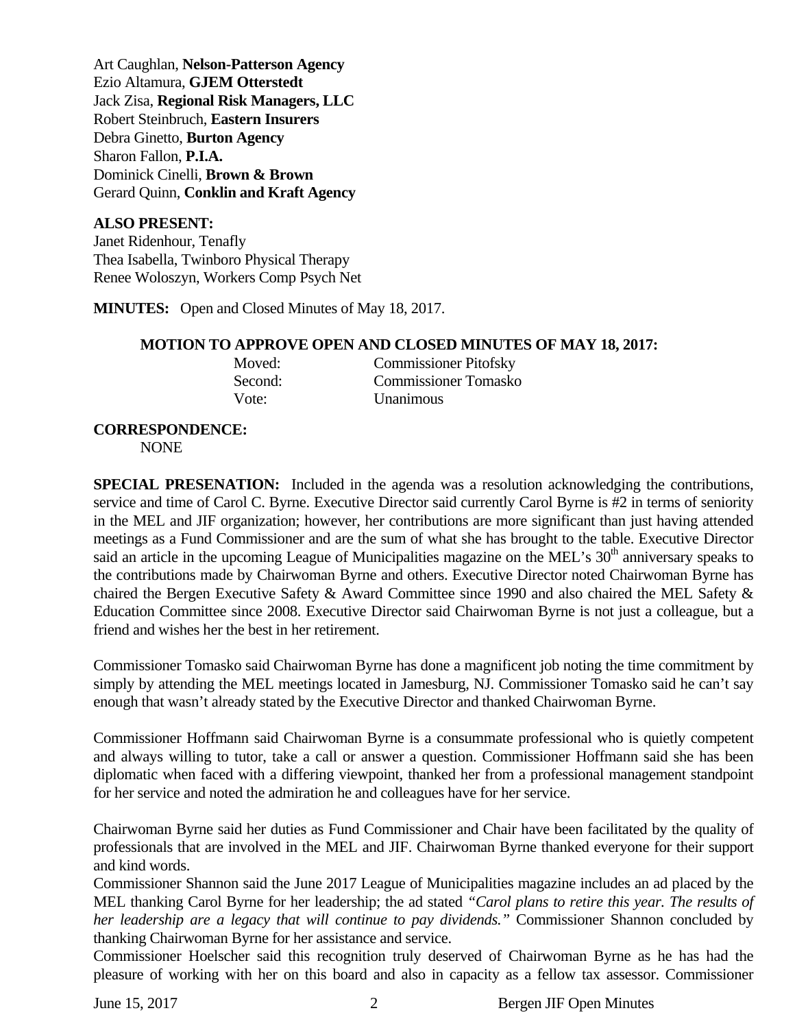Art Caughlan, **Nelson-Patterson Agency**
Ezio Altamura, **GJEM Otterstedt**
Jack Zisa, **Regional Risk Managers, LLC**
Robert Steinbruch, **Eastern Insurers**
Debra Ginetto, **Burton Agency**
Sharon Fallon, **P.I.A.**
Dominick Cinelli, **Brown & Brown**
Gerard Quinn, **Conklin and Kraft Agency**

**ALSO PRESENT:**
Janet Ridenhour, Tenafly
Thea Isabella, Twinboro Physical Therapy
Renee Woloszyn, Workers Comp Psych Net

**MINUTES:** Open and Closed Minutes of May 18, 2017.

**MOTION TO APPROVE OPEN AND CLOSED MINUTES OF MAY 18, 2017:**

| | |
|---|---|
| Moved: | Commissioner Pitofsky |
| Second: | Commissioner Tomasko |
| Vote: | Unanimous |

**CORRESPONDENCE:**
NONE

**SPECIAL PRESENATION:** Included in the agenda was a resolution acknowledging the contributions, service and time of Carol C. Byrne. Executive Director said currently Carol Byrne is #2 in terms of seniority in the MEL and JIF organization; however, her contributions are more significant than just having attended meetings as a Fund Commissioner and are the sum of what she has brought to the table. Executive Director said an article in the upcoming League of Municipalities magazine on the MEL's 30th anniversary speaks to the contributions made by Chairwoman Byrne and others. Executive Director noted Chairwoman Byrne has chaired the Bergen Executive Safety & Award Committee since 1990 and also chaired the MEL Safety & Education Committee since 2008. Executive Director said Chairwoman Byrne is not just a colleague, but a friend and wishes her the best in her retirement.

Commissioner Tomasko said Chairwoman Byrne has done a magnificent job noting the time commitment by simply by attending the MEL meetings located in Jamesburg, NJ. Commissioner Tomasko said he can't say enough that wasn't already stated by the Executive Director and thanked Chairwoman Byrne.

Commissioner Hoffmann said Chairwoman Byrne is a consummate professional who is quietly competent and always willing to tutor, take a call or answer a question. Commissioner Hoffmann said she has been diplomatic when faced with a differing viewpoint, thanked her from a professional management standpoint for her service and noted the admiration he and colleagues have for her service.

Chairwoman Byrne said her duties as Fund Commissioner and Chair have been facilitated by the quality of professionals that are involved in the MEL and JIF. Chairwoman Byrne thanked everyone for their support and kind words.

Commissioner Shannon said the June 2017 League of Municipalities magazine includes an ad placed by the MEL thanking Carol Byrne for her leadership; the ad stated *"Carol plans to retire this year. The results of her leadership are a legacy that will continue to pay dividends."* Commissioner Shannon concluded by thanking Chairwoman Byrne for her assistance and service.

Commissioner Hoelscher said this recognition truly deserved of Chairwoman Byrne as he has had the pleasure of working with her on this board and also in capacity as a fellow tax assessor. Commissioner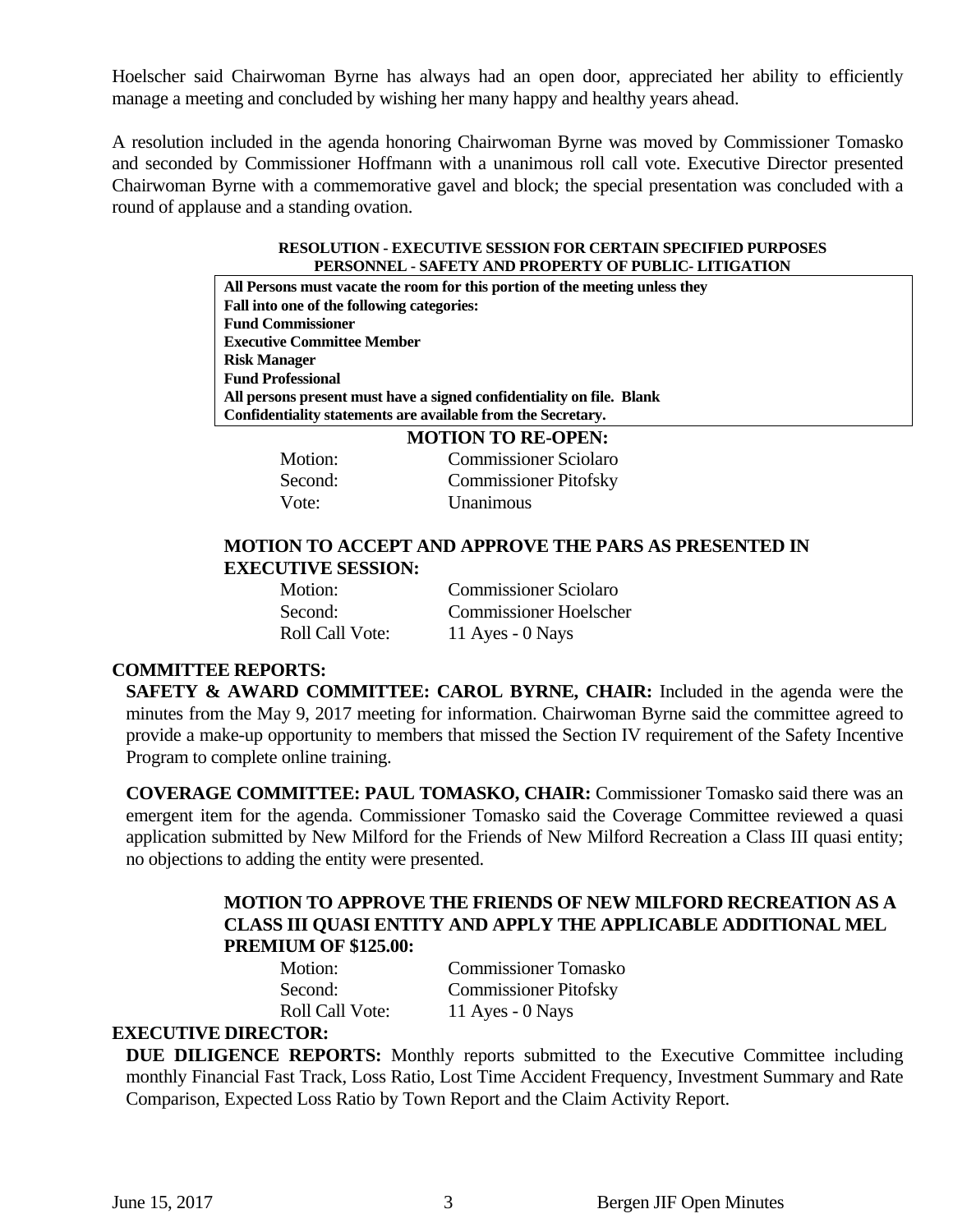Hoelscher said Chairwoman Byrne has always had an open door, appreciated her ability to efficiently manage a meeting and concluded by wishing her many happy and healthy years ahead.

A resolution included in the agenda honoring Chairwoman Byrne was moved by Commissioner Tomasko and seconded by Commissioner Hoffmann with a unanimous roll call vote. Executive Director presented Chairwoman Byrne with a commemorative gavel and block; the special presentation was concluded with a round of applause and a standing ovation.

**RESOLUTION - EXECUTIVE SESSION FOR CERTAIN SPECIFIED PURPOSES PERSONNEL - SAFETY AND PROPERTY OF PUBLIC- LITIGATION**

**All Persons must vacate the room for this portion of the meeting unless they Fall into one of the following categories:**
**Fund Commissioner**
**Executive Committee Member**
**Risk Manager**
**Fund Professional**
**All persons present must have a signed confidentiality on file. Blank Confidentiality statements are available from the Secretary.**

**MOTION TO RE-OPEN:**

| | |
|---|---|
| Motion: | Commissioner Sciolaro |
| Second: | Commissioner Pitofsky |
| Vote: | Unanimous |

**MOTION TO ACCEPT AND APPROVE THE PARS AS PRESENTED IN EXECUTIVE SESSION:**

| | |
|---|---|
| Motion: | Commissioner Sciolaro |
| Second: | Commissioner Hoelscher |
| Roll Call Vote: | 11 Ayes - 0 Nays |

**COMMITTEE REPORTS:**

**SAFETY & AWARD COMMITTEE: CAROL BYRNE, CHAIR:** Included in the agenda were the minutes from the May 9, 2017 meeting for information. Chairwoman Byrne said the committee agreed to provide a make-up opportunity to members that missed the Section IV requirement of the Safety Incentive Program to complete online training.

**COVERAGE COMMITTEE: PAUL TOMASKO, CHAIR:** Commissioner Tomasko said there was an emergent item for the agenda. Commissioner Tomasko said the Coverage Committee reviewed a quasi application submitted by New Milford for the Friends of New Milford Recreation a Class III quasi entity; no objections to adding the entity were presented.

**MOTION TO APPROVE THE FRIENDS OF NEW MILFORD RECREATION AS A CLASS III QUASI ENTITY AND APPLY THE APPLICABLE ADDITIONAL MEL PREMIUM OF $125.00:**

| | |
|---|---|
| Motion: | Commissioner Tomasko |
| Second: | Commissioner Pitofsky |
| Roll Call Vote: | 11 Ayes - 0 Nays |

**EXECUTIVE DIRECTOR:**

**DUE DILIGENCE REPORTS:** Monthly reports submitted to the Executive Committee including monthly Financial Fast Track, Loss Ratio, Lost Time Accident Frequency, Investment Summary and Rate Comparison, Expected Loss Ratio by Town Report and the Claim Activity Report.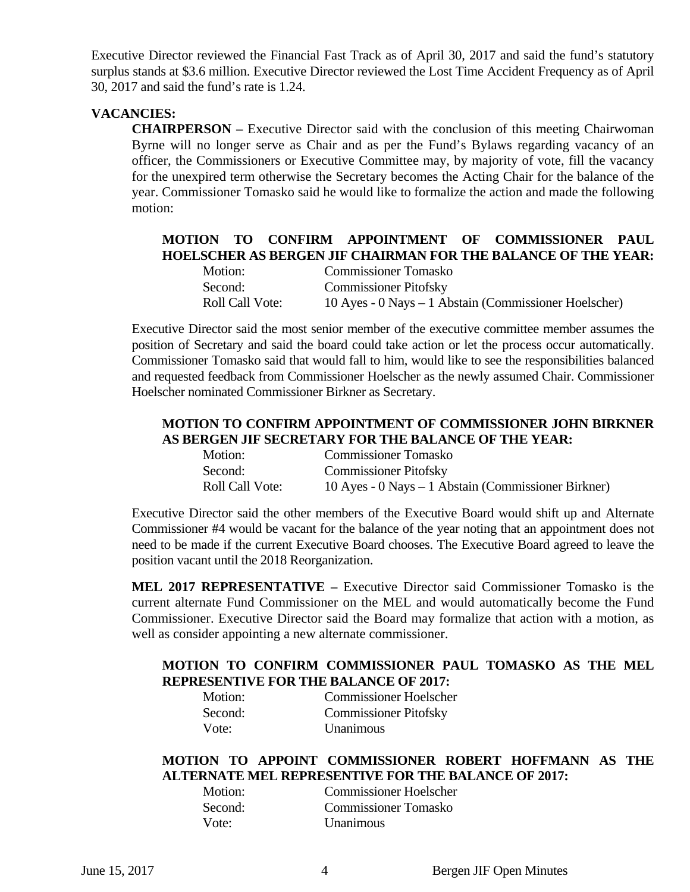Executive Director reviewed the Financial Fast Track as of April 30, 2017 and said the fund's statutory surplus stands at $3.6 million. Executive Director reviewed the Lost Time Accident Frequency as of April 30, 2017 and said the fund's rate is 1.24.

**VACANCIES:**

**CHAIRPERSON –** Executive Director said with the conclusion of this meeting Chairwoman Byrne will no longer serve as Chair and as per the Fund's Bylaws regarding vacancy of an officer, the Commissioners or Executive Committee may, by majority of vote, fill the vacancy for the unexpired term otherwise the Secretary becomes the Acting Chair for the balance of the year. Commissioner Tomasko said he would like to formalize the action and made the following motion:

**MOTION TO CONFIRM APPOINTMENT OF COMMISSIONER PAUL HOELSCHER AS BERGEN JIF CHAIRMAN FOR THE BALANCE OF THE YEAR:**

| | |
|---|---|
| Motion: | Commissioner Tomasko |
| Second: | Commissioner Pitofsky |
| Roll Call Vote: | 10 Ayes - 0 Nays – 1 Abstain (Commissioner Hoelscher) |

Executive Director said the most senior member of the executive committee member assumes the position of Secretary and said the board could take action or let the process occur automatically. Commissioner Tomasko said that would fall to him, would like to see the responsibilities balanced and requested feedback from Commissioner Hoelscher as the newly assumed Chair. Commissioner Hoelscher nominated Commissioner Birkner as Secretary.

**MOTION TO CONFIRM APPOINTMENT OF COMMISSIONER JOHN BIRKNER AS BERGEN JIF SECRETARY FOR THE BALANCE OF THE YEAR:**

| | |
|---|---|
| Motion: | Commissioner Tomasko |
| Second: | Commissioner Pitofsky |
| Roll Call Vote: | 10 Ayes - 0 Nays – 1 Abstain (Commissioner Birkner) |

Executive Director said the other members of the Executive Board would shift up and Alternate Commissioner #4 would be vacant for the balance of the year noting that an appointment does not need to be made if the current Executive Board chooses. The Executive Board agreed to leave the position vacant until the 2018 Reorganization.

**MEL 2017 REPRESENTATIVE –** Executive Director said Commissioner Tomasko is the current alternate Fund Commissioner on the MEL and would automatically become the Fund Commissioner. Executive Director said the Board may formalize that action with a motion, as well as consider appointing a new alternate commissioner.

**MOTION TO CONFIRM COMMISSIONER PAUL TOMASKO AS THE MEL REPRESENTIVE FOR THE BALANCE OF 2017:**

| | |
|---|---|
| Motion: | Commissioner Hoelscher |
| Second: | Commissioner Pitofsky |
| Vote: | Unanimous |

**MOTION TO APPOINT COMMISSIONER ROBERT HOFFMANN AS THE ALTERNATE MEL REPRESENTIVE FOR THE BALANCE OF 2017:**

| | |
|---|---|
| Motion: | Commissioner Hoelscher |
| Second: | Commissioner Tomasko |
| Vote: | Unanimous |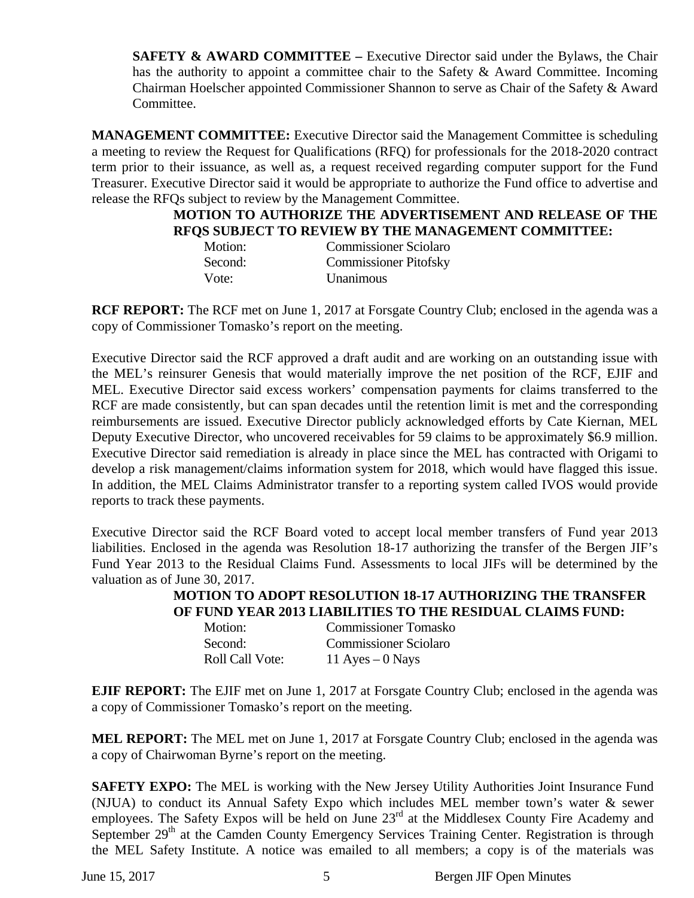**SAFETY & AWARD COMMITTEE –** Executive Director said under the Bylaws, the Chair has the authority to appoint a committee chair to the Safety & Award Committee. Incoming Chairman Hoelscher appointed Commissioner Shannon to serve as Chair of the Safety & Award Committee.

**MANAGEMENT COMMITTEE:** Executive Director said the Management Committee is scheduling a meeting to review the Request for Qualifications (RFQ) for professionals for the 2018-2020 contract term prior to their issuance, as well as, a request received regarding computer support for the Fund Treasurer. Executive Director said it would be appropriate to authorize the Fund office to advertise and release the RFQs subject to review by the Management Committee.

**MOTION TO AUTHORIZE THE ADVERTISEMENT AND RELEASE OF THE RFQS SUBJECT TO REVIEW BY THE MANAGEMENT COMMITTEE:**

Motion: Commissioner Sciolaro
Second: Commissioner Pitofsky
Vote: Unanimous

**RCF REPORT:** The RCF met on June 1, 2017 at Forsgate Country Club; enclosed in the agenda was a copy of Commissioner Tomasko's report on the meeting.

Executive Director said the RCF approved a draft audit and are working on an outstanding issue with the MEL's reinsurer Genesis that would materially improve the net position of the RCF, EJIF and MEL. Executive Director said excess workers' compensation payments for claims transferred to the RCF are made consistently, but can span decades until the retention limit is met and the corresponding reimbursements are issued. Executive Director publicly acknowledged efforts by Cate Kiernan, MEL Deputy Executive Director, who uncovered receivables for 59 claims to be approximately $6.9 million. Executive Director said remediation is already in place since the MEL has contracted with Origami to develop a risk management/claims information system for 2018, which would have flagged this issue. In addition, the MEL Claims Administrator transfer to a reporting system called IVOS would provide reports to track these payments.

Executive Director said the RCF Board voted to accept local member transfers of Fund year 2013 liabilities. Enclosed in the agenda was Resolution 18-17 authorizing the transfer of the Bergen JIF's Fund Year 2013 to the Residual Claims Fund. Assessments to local JIFs will be determined by the valuation as of June 30, 2017.

**MOTION TO ADOPT RESOLUTION 18-17 AUTHORIZING THE TRANSFER OF FUND YEAR 2013 LIABILITIES TO THE RESIDUAL CLAIMS FUND:**

Motion: Commissioner Tomasko
Second: Commissioner Sciolaro
Roll Call Vote: 11 Ayes – 0 Nays

**EJIF REPORT:** The EJIF met on June 1, 2017 at Forsgate Country Club; enclosed in the agenda was a copy of Commissioner Tomasko's report on the meeting.

**MEL REPORT:** The MEL met on June 1, 2017 at Forsgate Country Club; enclosed in the agenda was a copy of Chairwoman Byrne's report on the meeting.

**SAFETY EXPO:** The MEL is working with the New Jersey Utility Authorities Joint Insurance Fund (NJUA) to conduct its Annual Safety Expo which includes MEL member town's water & sewer employees. The Safety Expos will be held on June 23rd at the Middlesex County Fire Academy and September 29th at the Camden County Emergency Services Training Center. Registration is through the MEL Safety Institute. A notice was emailed to all members; a copy is of the materials was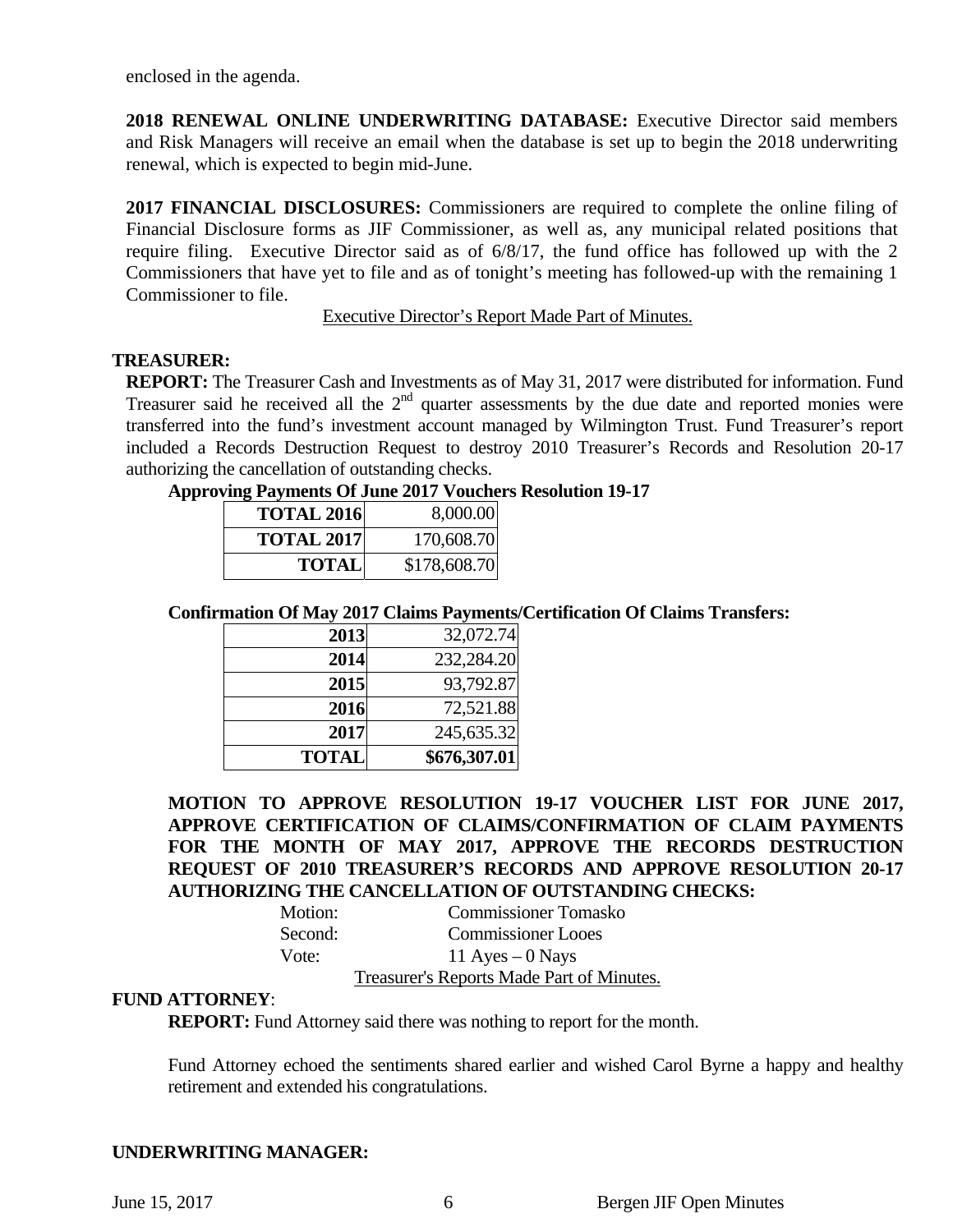enclosed in the agenda.

**2018 RENEWAL ONLINE UNDERWRITING DATABASE:** Executive Director said members and Risk Managers will receive an email when the database is set up to begin the 2018 underwriting renewal, which is expected to begin mid-June.

**2017 FINANCIAL DISCLOSURES:** Commissioners are required to complete the online filing of Financial Disclosure forms as JIF Commissioner, as well as, any municipal related positions that require filing. Executive Director said as of 6/8/17, the fund office has followed up with the 2 Commissioners that have yet to file and as of tonight's meeting has followed-up with the remaining 1 Commissioner to file.

Executive Director's Report Made Part of Minutes.

**TREASURER:**

**REPORT:** The Treasurer Cash and Investments as of May 31, 2017 were distributed for information. Fund Treasurer said he received all the 2nd quarter assessments by the due date and reported monies were transferred into the fund's investment account managed by Wilmington Trust. Fund Treasurer's report included a Records Destruction Request to destroy 2010 Treasurer's Records and Resolution 20-17 authorizing the cancellation of outstanding checks.

**Approving Payments Of June 2017 Vouchers Resolution 19-17**

| | |
|---|---|
| **TOTAL 2016** | 8,000.00 |
| **TOTAL 2017** | 170,608.70 |
| **TOTAL** | $178,608.70 |

**Confirmation Of May 2017 Claims Payments/Certification Of Claims Transfers:**

| | |
|---|---|
| **2013** | 32,072.74 |
| **2014** | 232,284.20 |
| **2015** | 93,792.87 |
| **2016** | 72,521.88 |
| **2017** | 245,635.32 |
| **TOTAL** | **$676,307.01** |

**MOTION TO APPROVE RESOLUTION 19-17 VOUCHER LIST FOR JUNE 2017, APPROVE CERTIFICATION OF CLAIMS/CONFIRMATION OF CLAIM PAYMENTS FOR THE MONTH OF MAY 2017, APPROVE THE RECORDS DESTRUCTION REQUEST OF 2010 TREASURER'S RECORDS AND APPROVE RESOLUTION 20-17 AUTHORIZING THE CANCELLATION OF OUTSTANDING CHECKS:**

Motion: Commissioner Tomasko
Second: Commissioner Looes
Vote: 11 Ayes – 0 Nays

Treasurer's Reports Made Part of Minutes.

**FUND ATTORNEY**:

**REPORT:** Fund Attorney said there was nothing to report for the month.

Fund Attorney echoed the sentiments shared earlier and wished Carol Byrne a happy and healthy retirement and extended his congratulations.

**UNDERWRITING MANAGER:**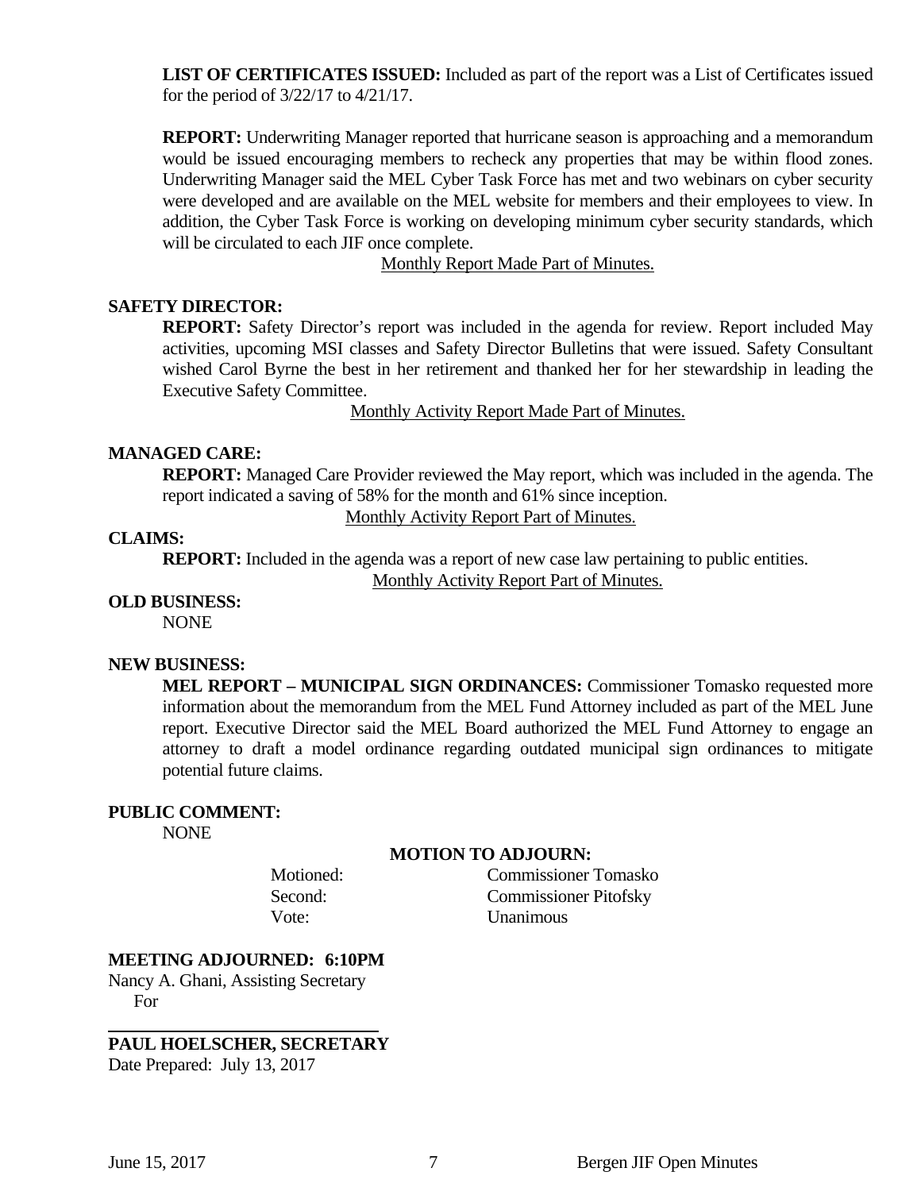**LIST OF CERTIFICATES ISSUED:** Included as part of the report was a List of Certificates issued for the period of 3/22/17 to 4/21/17.

**REPORT:** Underwriting Manager reported that hurricane season is approaching and a memorandum would be issued encouraging members to recheck any properties that may be within flood zones. Underwriting Manager said the MEL Cyber Task Force has met and two webinars on cyber security were developed and are available on the MEL website for members and their employees to view. In addition, the Cyber Task Force is working on developing minimum cyber security standards, which will be circulated to each JIF once complete.

Monthly Report Made Part of Minutes.

**SAFETY DIRECTOR:**

**REPORT:** Safety Director's report was included in the agenda for review. Report included May activities, upcoming MSI classes and Safety Director Bulletins that were issued. Safety Consultant wished Carol Byrne the best in her retirement and thanked her for her stewardship in leading the Executive Safety Committee.

Monthly Activity Report Made Part of Minutes.

**MANAGED CARE:**

**REPORT:** Managed Care Provider reviewed the May report, which was included in the agenda. The report indicated a saving of 58% for the month and 61% since inception.

Monthly Activity Report Part of Minutes.

**CLAIMS:**

**REPORT:** Included in the agenda was a report of new case law pertaining to public entities.

Monthly Activity Report Part of Minutes.

**OLD BUSINESS:**

NONE

**NEW BUSINESS:**

**MEL REPORT – MUNICIPAL SIGN ORDINANCES:** Commissioner Tomasko requested more information about the memorandum from the MEL Fund Attorney included as part of the MEL June report. Executive Director said the MEL Board authorized the MEL Fund Attorney to engage an attorney to draft a model ordinance regarding outdated municipal sign ordinances to mitigate potential future claims.

**PUBLIC COMMENT:**

NONE

**MOTION TO ADJOURN:**

Motioned: Commissioner Tomasko
Second: Commissioner Pitofsky
Vote: Unanimous

**MEETING ADJOURNED: 6:10PM**

Nancy A. Ghani, Assisting Secretary
For

**PAUL HOELSCHER, SECRETARY**

Date Prepared: July 13, 2017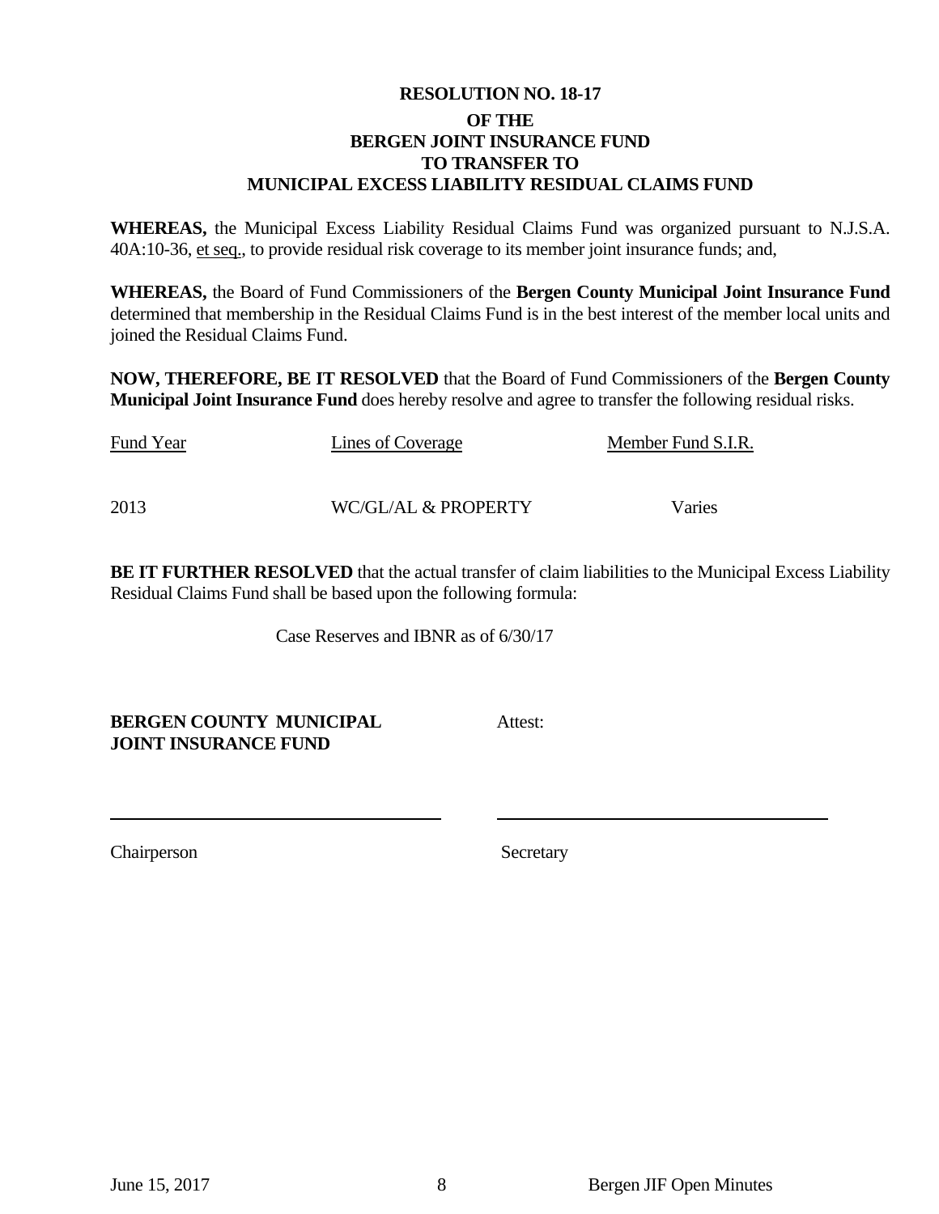**RESOLUTION NO. 18-17**

**OF THE**
**BERGEN JOINT INSURANCE FUND**
**TO TRANSFER TO**
**MUNICIPAL EXCESS LIABILITY RESIDUAL CLAIMS FUND**

**WHEREAS,** the Municipal Excess Liability Residual Claims Fund was organized pursuant to N.J.S.A. 40A:10-36, et seq., to provide residual risk coverage to its member joint insurance funds; and,

**WHEREAS,** the Board of Fund Commissioners of the **Bergen County Municipal Joint Insurance Fund** determined that membership in the Residual Claims Fund is in the best interest of the member local units and joined the Residual Claims Fund.

**NOW, THEREFORE, BE IT RESOLVED** that the Board of Fund Commissioners of the **Bergen County Municipal Joint Insurance Fund** does hereby resolve and agree to transfer the following residual risks.

| Fund Year | Lines of Coverage | Member Fund S.I.R. |
|---|---|---|
| 2013 | WC/GL/AL & PROPERTY | Varies |

**BE IT FURTHER RESOLVED** that the actual transfer of claim liabilities to the Municipal Excess Liability Residual Claims Fund shall be based upon the following formula:

Case Reserves and IBNR as of 6/30/17

**BERGEN COUNTY MUNICIPAL JOINT INSURANCE FUND**

Attest:

\_\_\_\_\_\_\_\_\_\_\_\_\_\_\_\_\_\_\_\_\_\_\_\_\_\_\_\_\_\_
Chairperson

\_\_\_\_\_\_\_\_\_\_\_\_\_\_\_\_\_\_\_\_\_\_\_\_\_\_\_\_\_\_
Secretary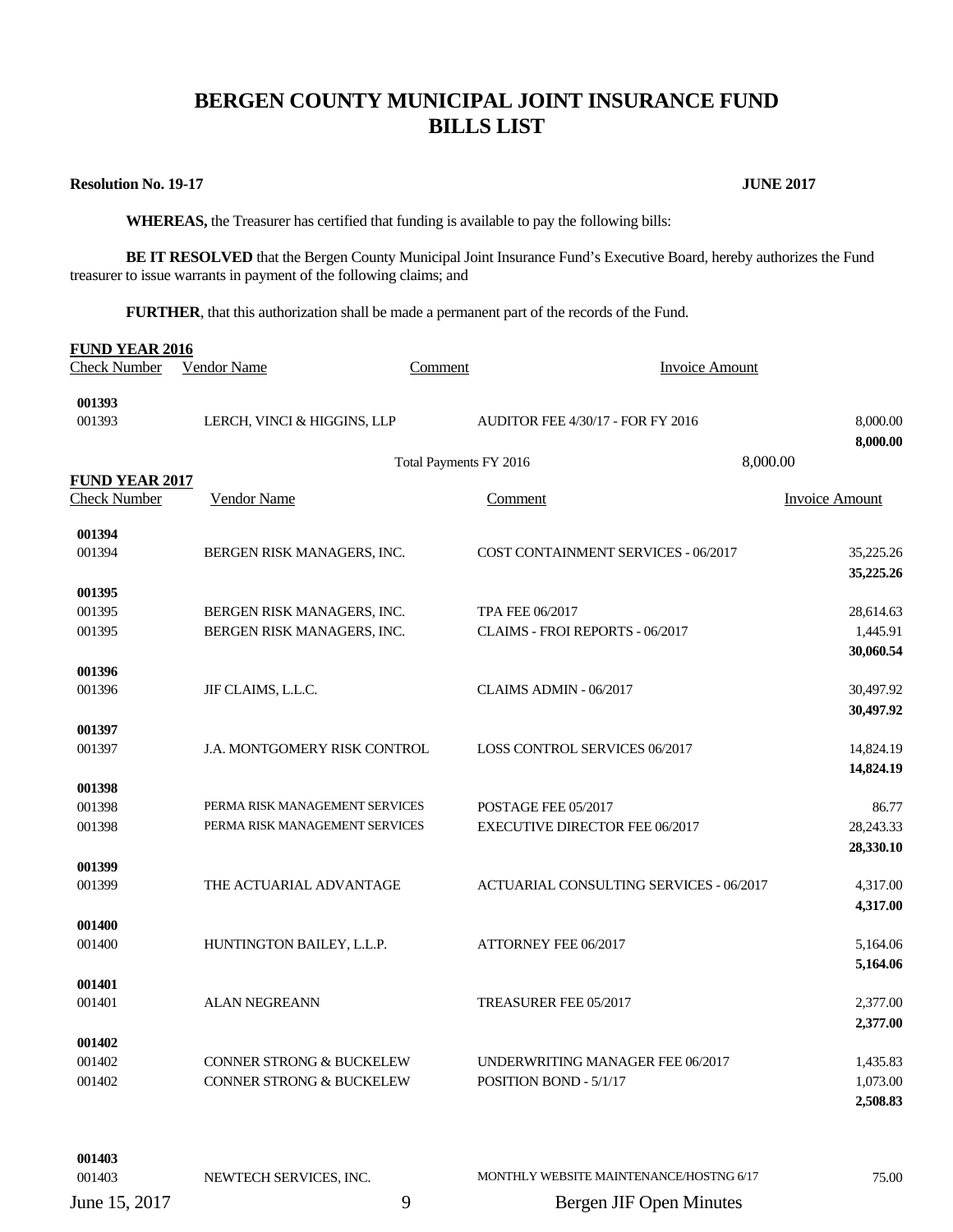# BERGEN COUNTY MUNICIPAL JOINT INSURANCE FUND
# BILLS LIST

**Resolution No. 19-17** **JUNE 2017**

**WHEREAS,** the Treasurer has certified that funding is available to pay the following bills:

**BE IT RESOLVED** that the Bergen County Municipal Joint Insurance Fund's Executive Board, hereby authorizes the Fund treasurer to issue warrants in payment of the following claims; and

**FURTHER**, that this authorization shall be made a permanent part of the records of the Fund.

**FUND YEAR 2016**

| Check Number | Vendor Name | Comment | Invoice Amount |
|---|---|---|---|
| **001393** | | | |
| 001393 | LERCH, VINCI & HIGGINS, LLP | AUDITOR FEE 4/30/17 - FOR FY 2016 | 8,000.00 |
| | | | **8,000.00** |
| | | Total Payments FY 2016 | 8,000.00 |

**FUND YEAR 2017**

| Check Number | Vendor Name | Comment | Invoice Amount |
|---|---|---|---|
| **001394** | | | |
| 001394 | BERGEN RISK MANAGERS, INC. | COST CONTAINMENT SERVICES - 06/2017 | 35,225.26 |
| | | | **35,225.26** |
| **001395** | | | |
| 001395 | BERGEN RISK MANAGERS, INC. | TPA FEE 06/2017 | 28,614.63 |
| 001395 | BERGEN RISK MANAGERS, INC. | CLAIMS - FROI REPORTS - 06/2017 | 1,445.91 |
| | | | **30,060.54** |
| **001396** | | | |
| 001396 | JIF CLAIMS, L.L.C. | CLAIMS ADMIN - 06/2017 | 30,497.92 |
| | | | **30,497.92** |
| **001397** | | | |
| 001397 | J.A. MONTGOMERY RISK CONTROL | LOSS CONTROL SERVICES 06/2017 | 14,824.19 |
| | | | **14,824.19** |
| **001398** | | | |
| 001398 | PERMA RISK MANAGEMENT SERVICES | POSTAGE FEE 05/2017 | 86.77 |
| 001398 | PERMA RISK MANAGEMENT SERVICES | EXECUTIVE DIRECTOR FEE 06/2017 | 28,243.33 |
| | | | **28,330.10** |
| **001399** | | | |
| 001399 | THE ACTUARIAL ADVANTAGE | ACTUARIAL CONSULTING SERVICES - 06/2017 | 4,317.00 |
| | | | **4,317.00** |
| **001400** | | | |
| 001400 | HUNTINGTON BAILEY, L.L.P. | ATTORNEY FEE 06/2017 | 5,164.06 |
| | | | **5,164.06** |
| **001401** | | | |
| 001401 | ALAN NEGREANN | TREASURER FEE 05/2017 | 2,377.00 |
| | | | **2,377.00** |
| **001402** | | | |
| 001402 | CONNER STRONG & BUCKELEW | UNDERWRITING MANAGER FEE 06/2017 | 1,435.83 |
| 001402 | CONNER STRONG & BUCKELEW | POSITION BOND - 5/1/17 | 1,073.00 |
| | | | **2,508.83** |
| **001403** | | | |
| 001403 | NEWTECH SERVICES, INC. | MONTHLY WEBSITE MAINTENANCE/HOSTNG 6/17 | 75.00 |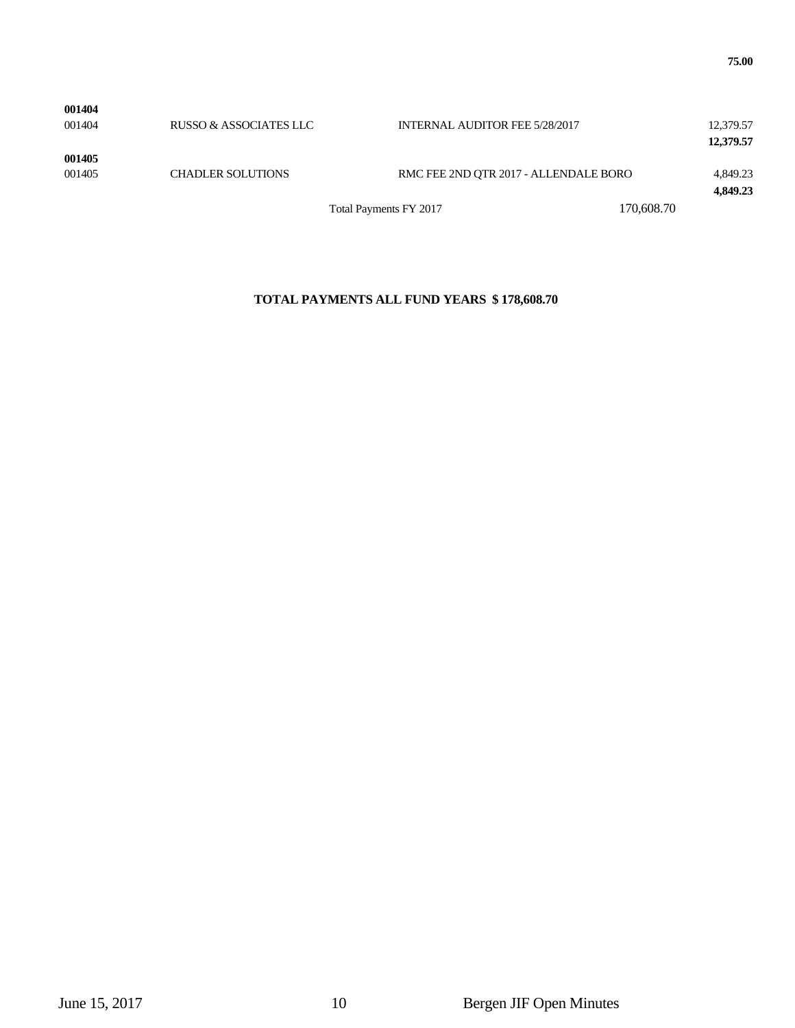| | | | |
|---|---|---|---|
| | | | **75.00** |
| **001404** | | | |
| 001404 | RUSSO & ASSOCIATES LLC | INTERNAL AUDITOR FEE 5/28/2017 | 12,379.57 |
| | | | **12,379.57** |
| **001405** | | | |
| 001405 | CHADLER SOLUTIONS | RMC FEE 2ND QTR 2017 - ALLENDALE BORO | 4,849.23 |
| | | | **4,849.23** |
| | | Total Payments FY 2017 170,608.70 | |

**TOTAL PAYMENTS ALL FUND YEARS $ 178,608.70**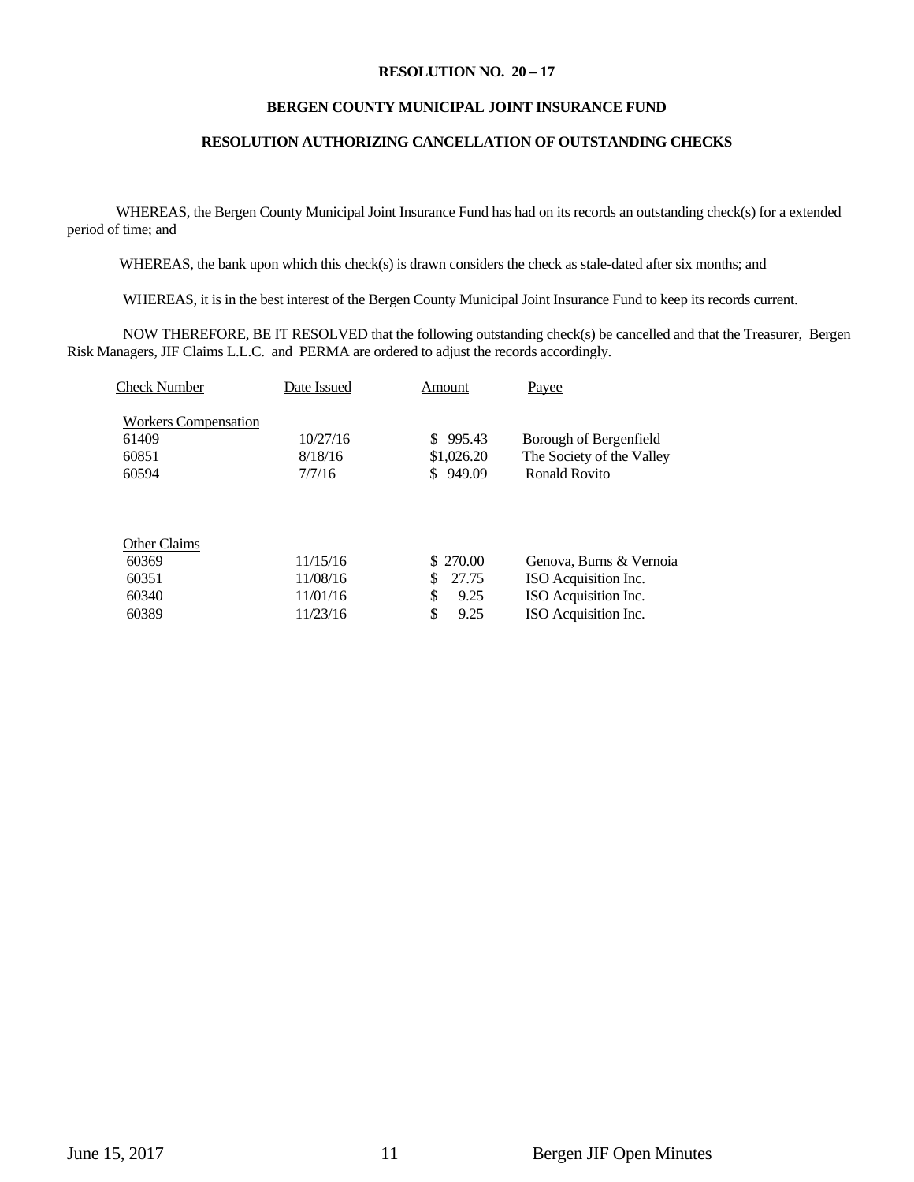**RESOLUTION NO. 20 – 17**

**BERGEN COUNTY MUNICIPAL JOINT INSURANCE FUND**

**RESOLUTION AUTHORIZING CANCELLATION OF OUTSTANDING CHECKS**

WHEREAS, the Bergen County Municipal Joint Insurance Fund has had on its records an outstanding check(s) for a extended period of time; and

WHEREAS, the bank upon which this check(s) is drawn considers the check as stale-dated after six months; and

WHEREAS, it is in the best interest of the Bergen County Municipal Joint Insurance Fund to keep its records current.

NOW THEREFORE, BE IT RESOLVED that the following outstanding check(s) be cancelled and that the Treasurer, Bergen Risk Managers, JIF Claims L.L.C. and PERMA are ordered to adjust the records accordingly.

| Check Number | Date Issued | Amount | Payee |
|---|---|---|---|
| Workers Compensation | | | |
| 61409 | 10/27/16 | $ 995.43 | Borough of Bergenfield |
| 60851 | 8/18/16 | $1,026.20 | The Society of the Valley |
| 60594 | 7/7/16 | $ 949.09 | Ronald Rovito |
| Other Claims | | | |
| 60369 | 11/15/16 | $ 270.00 | Genova, Burns & Vernoia |
| 60351 | 11/08/16 | $ 27.75 | ISO Acquisition Inc. |
| 60340 | 11/01/16 | $ 9.25 | ISO Acquisition Inc. |
| 60389 | 11/23/16 | $ 9.25 | ISO Acquisition Inc. |